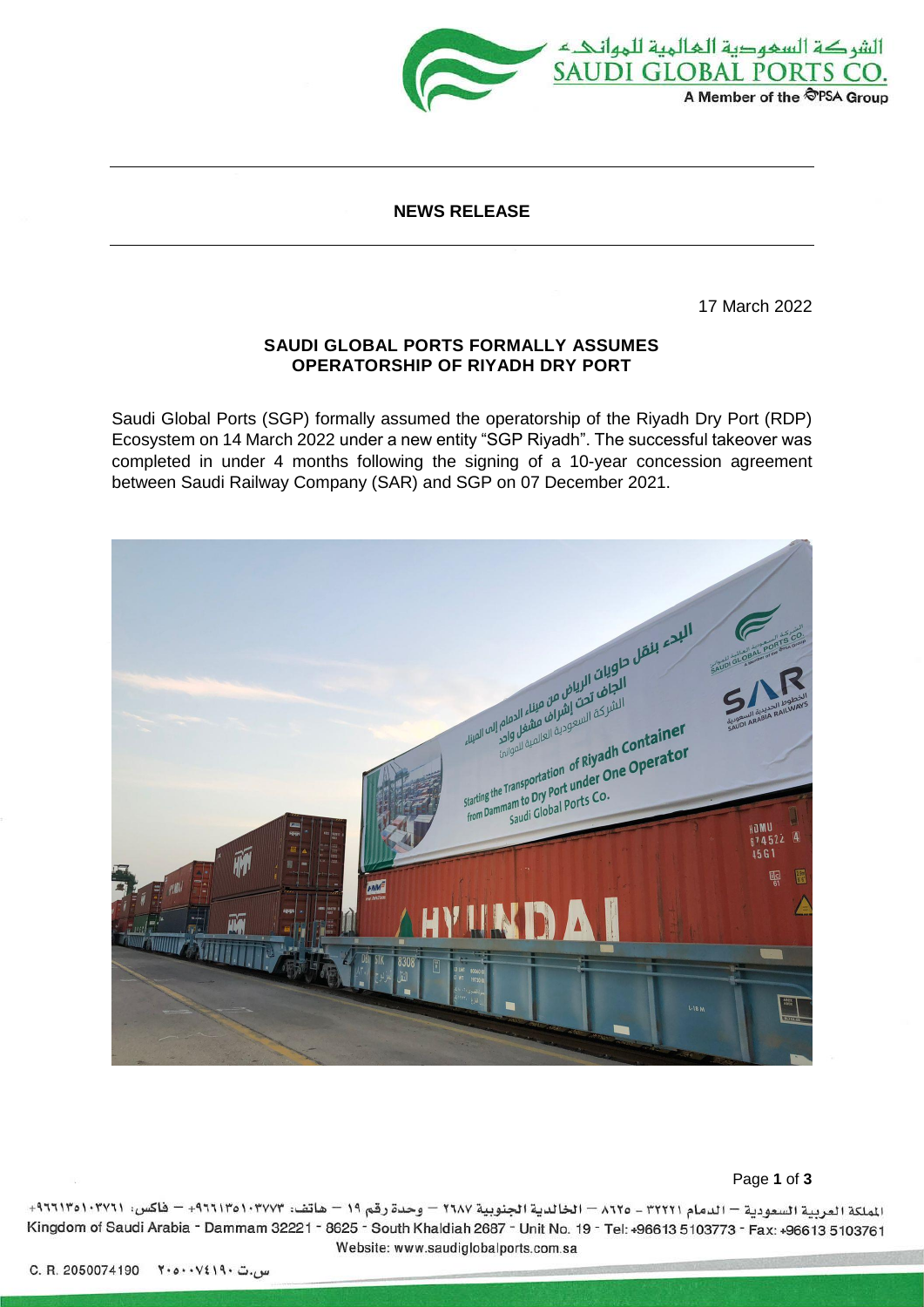**NEWS RELEASE**

17 March 2022

## SAUDI GLOBAL PORTS FORMALLY ASSUMES OPERATORSHIP OF RIYADH DRY PORT

Saudi Global Ports (SGP) formally assumed the operatorship of the Riyadh Dry Port (RDP) Ecosystem on 14 March 2022 under a new entity "SGP Riyadh". The successful takeover was completed in under 4 months following the signing of a 10-year concession agreement between Saudi Railway Company (SAR) and SGP on 07 December 2021.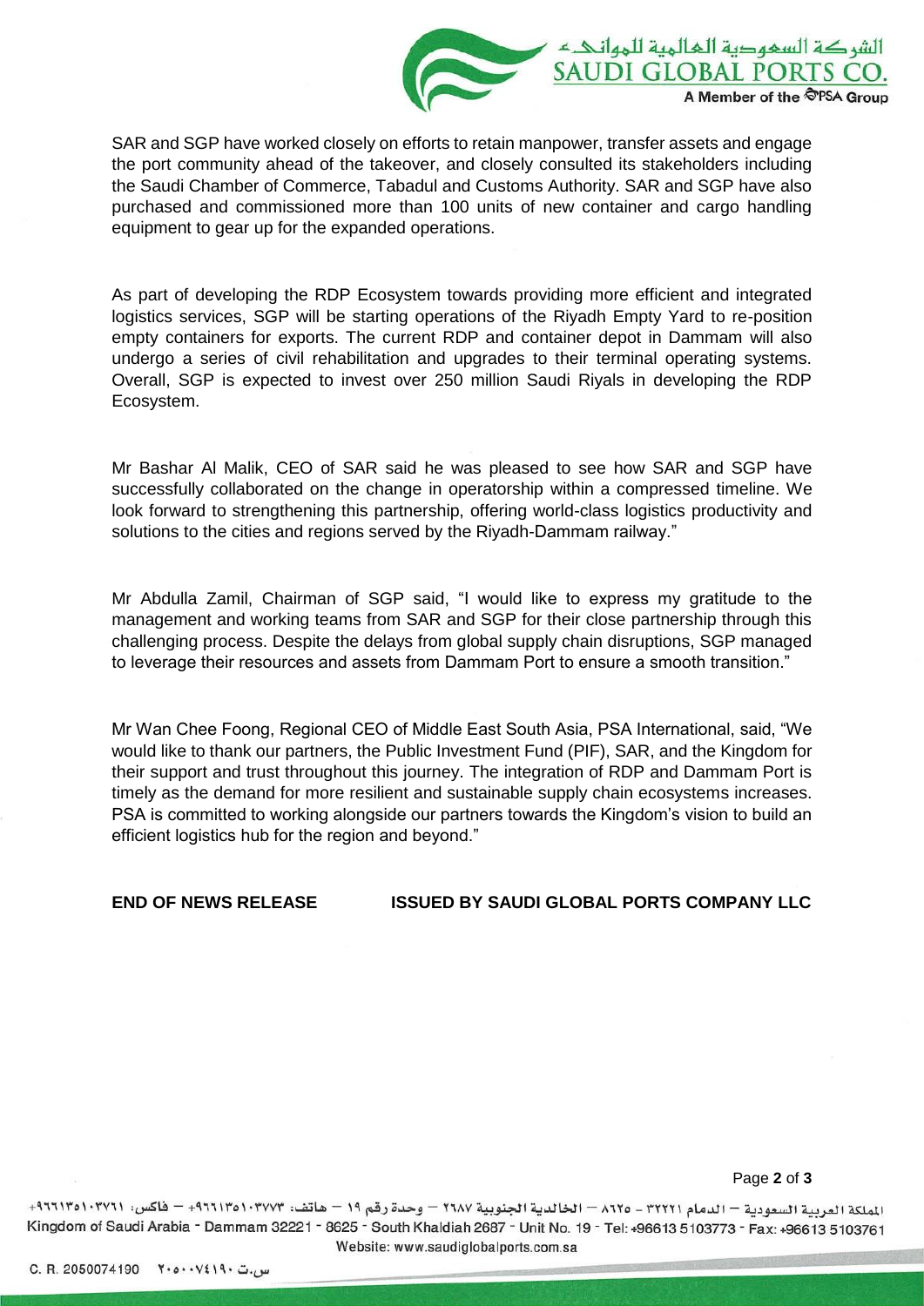SAR and SGP have worked closely on efforts to retain manpower, transfer assets and engage the port community ahead of the takeover, and closely consulted its stakeholders including the Saudi Chamber of Commerce, Tabadul and Customs Authority. SAR and SGP have also purchased and commissioned more than 100 units of new container and cargo handling equipment to gear up for the expanded operations.

As part of developing the RDP Ecosystem towards providing more efficient and integrated logistics services, SGP will be starting operations of the Riyadh Empty Yard to re-position empty containers for exports. The current RDP and container depot in Dammam will also undergo a series of civil rehabilitation and upgrades to their terminal operating systems. Overall, SGP is expected to invest over 250 million Saudi Riyals in developing the RDP Ecosystem.

Mr Bashar Al Malik, CEO of SAR said he was pleased to see how SAR and SGP have successfully collaborated on the change in operatorship within a compressed timeline. We look forward to strengthening this partnership, offering world-class logistics productivity and solutions to the cities and regions served by the Riyadh-Dammam railway."

Mr Abdulla Zamil, Chairman of SGP said, "I would like to express my gratitude to the management and working teams from SAR and SGP for their close partnership through this challenging process. Despite the delays from global supply chain disruptions, SGP managed to leverage their resources and assets from Dammam Port to ensure a smooth transition."

Mr Wan Chee Foong, Regional CEO of Middle East South Asia, PSA International, said, "We would like to thank our partners, the Public Investment Fund (PIF), SAR, and the Kingdom for their support and trust throughout this journey. The integration of RDP and Dammam Port is timely as the demand for more resilient and sustainable supply chain ecosystems increases. PSA is committed to working alongside our partners towards the Kingdom's vision to build an efficient logistics hub for the region and beyond."

**END OF NEWS RELEASE** **ISSUED BY SAUDI GLOBAL PORTS COMPANY LLC**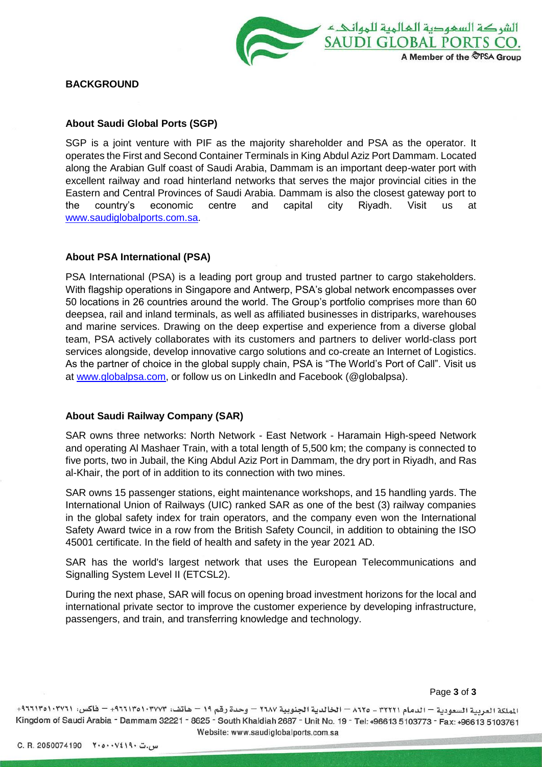## BACKGROUND

### About Saudi Global Ports (SGP)

SGP is a joint venture with PIF as the majority shareholder and PSA as the operator. It operates the First and Second Container Terminals in King Abdul Aziz Port Dammam. Located along the Arabian Gulf coast of Saudi Arabia, Dammam is an important deep-water port with excellent railway and road hinterland networks that serves the major provincial cities in the Eastern and Central Provinces of Saudi Arabia. Dammam is also the closest gateway port to the country's economic centre and capital city Riyadh. Visit us at www.saudiglobalports.com.sa.

### About PSA International (PSA)

PSA International (PSA) is a leading port group and trusted partner to cargo stakeholders. With flagship operations in Singapore and Antwerp, PSA's global network encompasses over 50 locations in 26 countries around the world. The Group's portfolio comprises more than 60 deepsea, rail and inland terminals, as well as affiliated businesses in distriparks, warehouses and marine services. Drawing on the deep expertise and experience from a diverse global team, PSA actively collaborates with its customers and partners to deliver world-class port services alongside, develop innovative cargo solutions and co-create an Internet of Logistics. As the partner of choice in the global supply chain, PSA is "The World's Port of Call". Visit us at www.globalpsa.com, or follow us on LinkedIn and Facebook (@globalpsa).

### About Saudi Railway Company (SAR)

SAR owns three networks: North Network - East Network - Haramain High-speed Network and operating Al Mashaer Train, with a total length of 5,500 km; the company is connected to five ports, two in Jubail, the King Abdul Aziz Port in Dammam, the dry port in Riyadh, and Ras al-Khair, the port of in addition to its connection with two mines.

SAR owns 15 passenger stations, eight maintenance workshops, and 15 handling yards. The International Union of Railways (UIC) ranked SAR as one of the best (3) railway companies in the global safety index for train operators, and the company even won the International Safety Award twice in a row from the British Safety Council, in addition to obtaining the ISO 45001 certificate. In the field of health and safety in the year 2021 AD.

SAR has the world's largest network that uses the European Telecommunications and Signalling System Level II (ETCSL2).

During the next phase, SAR will focus on opening broad investment horizons for the local and international private sector to improve the customer experience by developing infrastructure, passengers, and train, and transferring knowledge and technology.